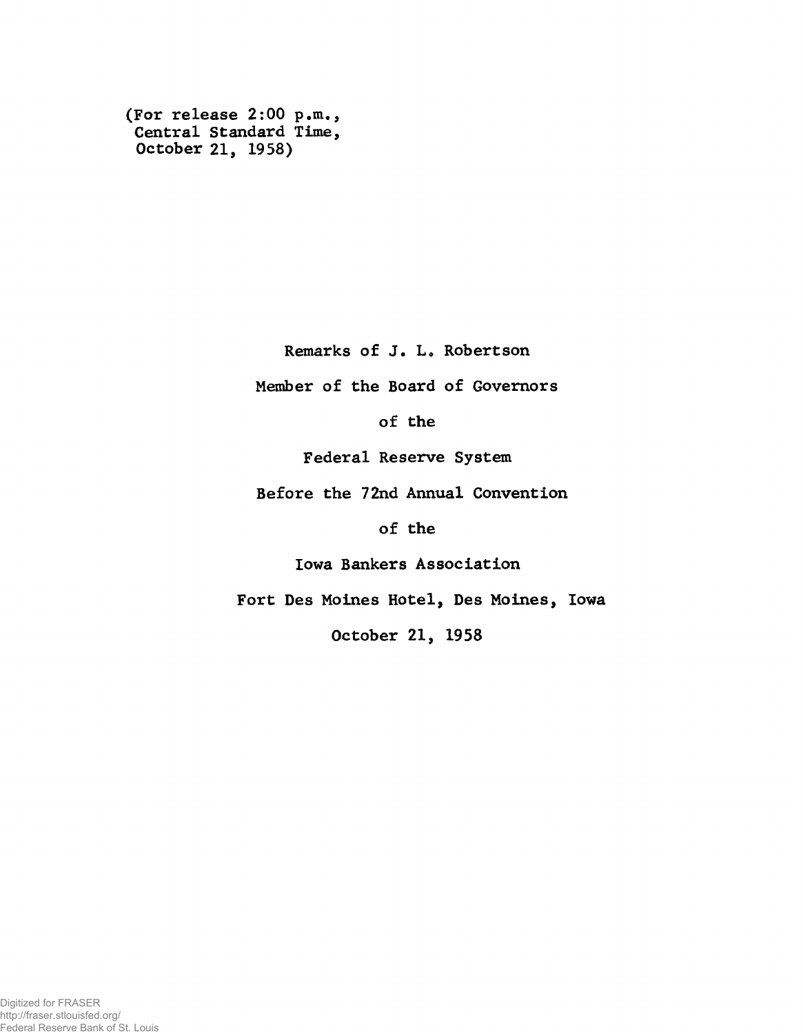(For release 2:00 p.m.,
Central Standard Time,
October 21, 1958)

Remarks of J. L. Robertson

Member of the Board of Governors

of the

Federal Reserve System

Before the 72nd Annual Convention

of the

Iowa Bankers Association

Fort Des Moines Hotel, Des Moines, Iowa

October 21, 1958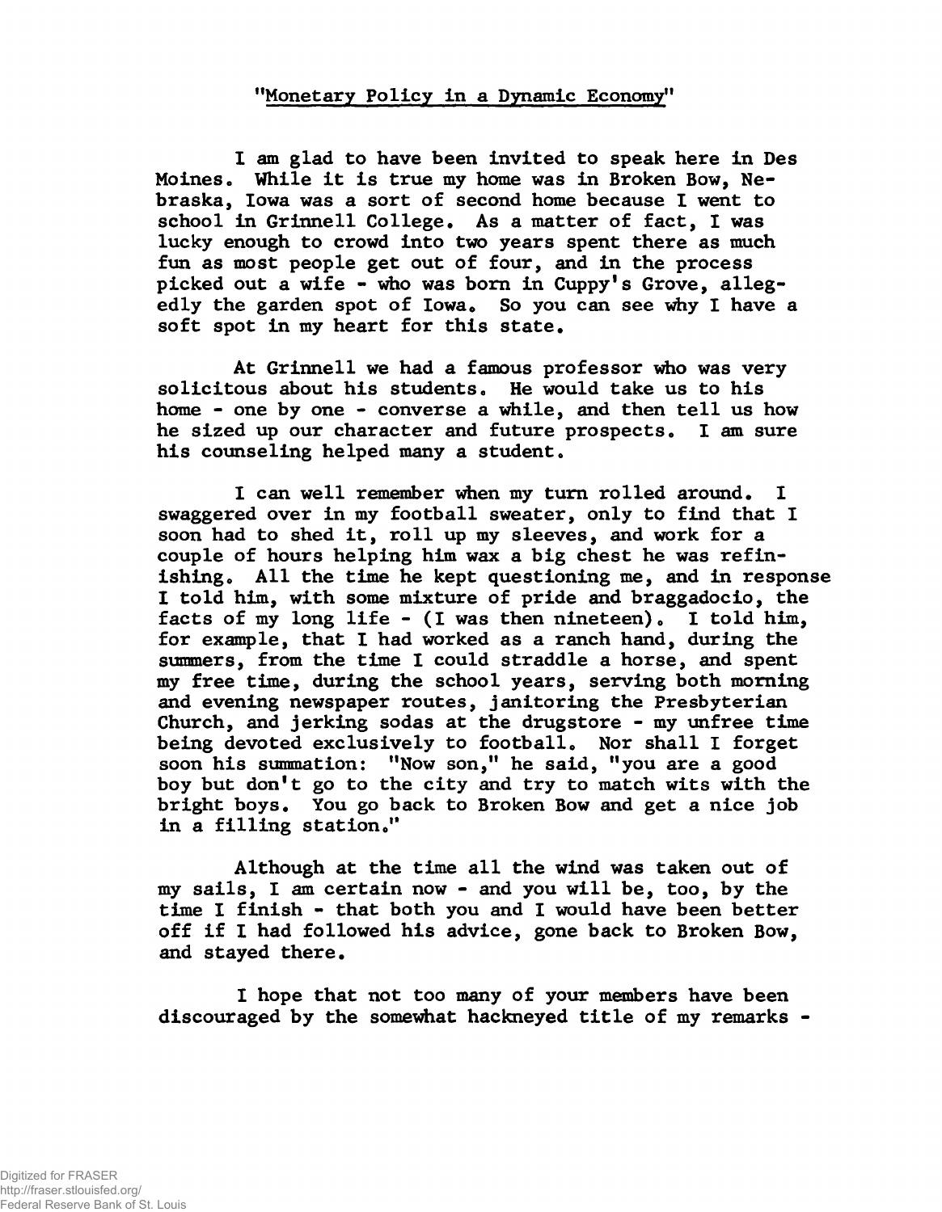"Monetary Policy in a Dynamic Economy"

I am glad to have been invited to speak here in Des Moines. While it is true my home was in Broken Bow, Nebraska, Iowa was a sort of second home because I went to school in Grinnell College. As a matter of fact, I was lucky enough to crowd into two years spent there as much fun as most people get out of four, and in the process picked out a wife - who was born in Cuppy's Grove, allegedly the garden spot of Iowa. So you can see why I have a soft spot in my heart for this state.

At Grinnell we had a famous professor who was very solicitous about his students. He would take us to his home - one by one - converse a while, and then tell us how he sized up our character and future prospects. I am sure his counseling helped many a student.

I can well remember when my turn rolled around. I swaggered over in my football sweater, only to find that I soon had to shed it, roll up my sleeves, and work for a couple of hours helping him wax a big chest he was refinishing. All the time he kept questioning me, and in response I told him, with some mixture of pride and braggadocio, the facts of my long life - (I was then nineteen). I told him, for example, that I had worked as a ranch hand, during the summers, from the time I could straddle a horse, and spent my free time, during the school years, serving both morning and evening newspaper routes, janitoring the Presbyterian Church, and jerking sodas at the drugstore - my unfree time being devoted exclusively to football. Nor shall I forget soon his summation: "Now son," he said, "you are a good boy but don't go to the city and try to match wits with the bright boys. You go back to Broken Bow and get a nice job in a filling station."

Although at the time all the wind was taken out of my sails, I am certain now - and you will be, too, by the time I finish - that both you and I would have been better off if I had followed his advice, gone back to Broken Bow, and stayed there.

I hope that not too many of your members have been discouraged by the somewhat hackneyed title of my remarks -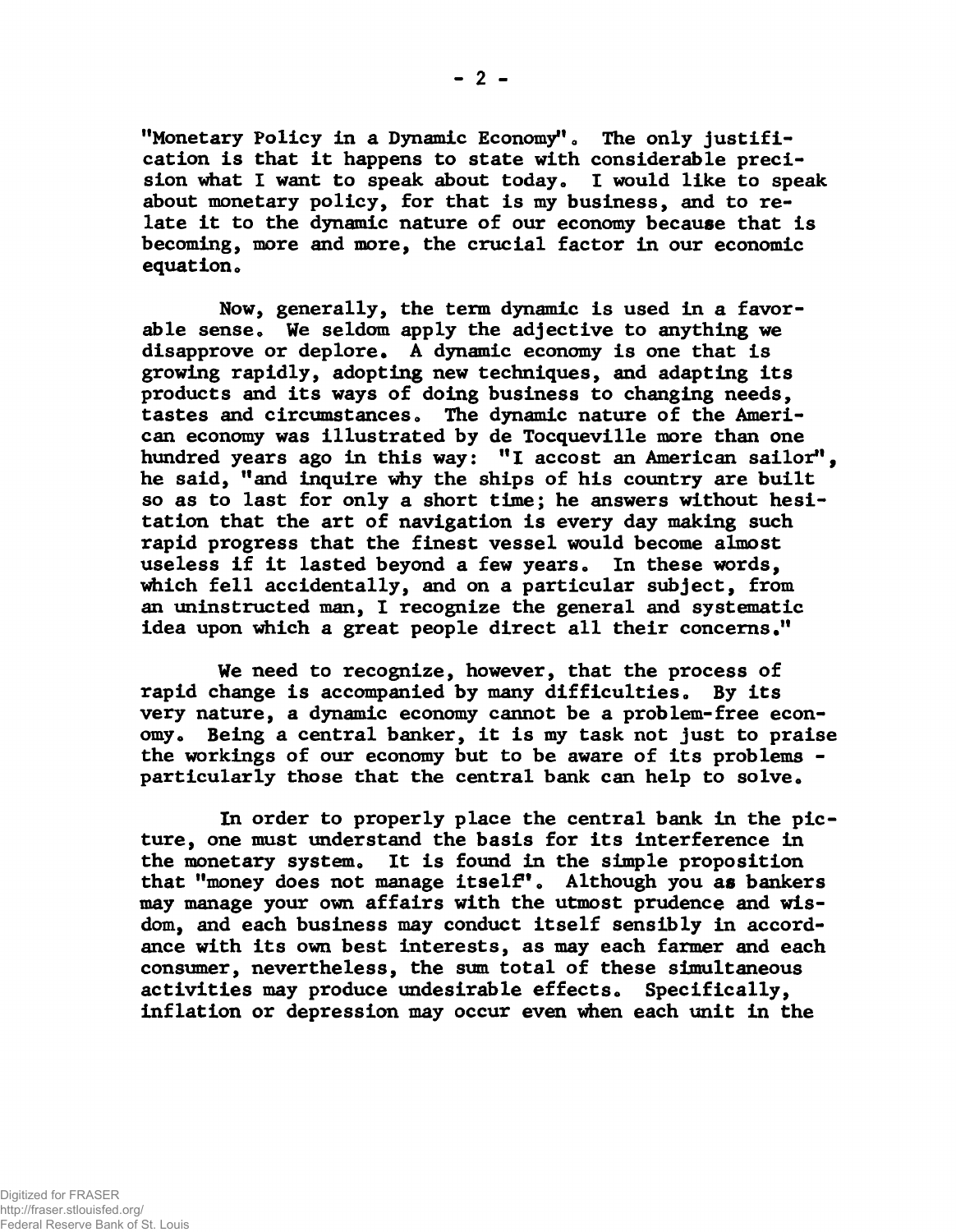"Monetary Policy in a Dynamic Economy". The only justification is that it happens to state with considerable precision what I want to speak about today. I would like to speak about monetary policy, for that is my business, and to relate it to the dynamic nature of our economy because that is becoming, more and more, the crucial factor in our economic equation.

Now, generally, the term dynamic is used in a favorable sense. We seldom apply the adjective to anything we disapprove or deplore. A dynamic economy is one that is growing rapidly, adopting new techniques, and adapting its products and its ways of doing business to changing needs, tastes and circumstances. The dynamic nature of the American economy was illustrated by de Tocqueville more than one hundred years ago in this way: "I accost an American sailor", he said, "and inquire why the ships of his country are built so as to last for only a short time; he answers without hesitation that the art of navigation is every day making such rapid progress that the finest vessel would become almost useless if it lasted beyond a few years. In these words, which fell accidentally, and on a particular subject, from an uninstructed man, I recognize the general and systematic idea upon which a great people direct all their concerns."

We need to recognize, however, that the process of rapid change is accompanied by many difficulties. By its very nature, a dynamic economy cannot be a problem-free economy. Being a central banker, it is my task not just to praise the workings of our economy but to be aware of its problems - particularly those that the central bank can help to solve.

In order to properly place the central bank in the picture, one must understand the basis for its interference in the monetary system. It is found in the simple proposition that "money does not manage itself". Although you as bankers may manage your own affairs with the utmost prudence and wisdom, and each business may conduct itself sensibly in accordance with its own best interests, as may each farmer and each consumer, nevertheless, the sum total of these simultaneous activities may produce undesirable effects. Specifically, inflation or depression may occur even when each unit in the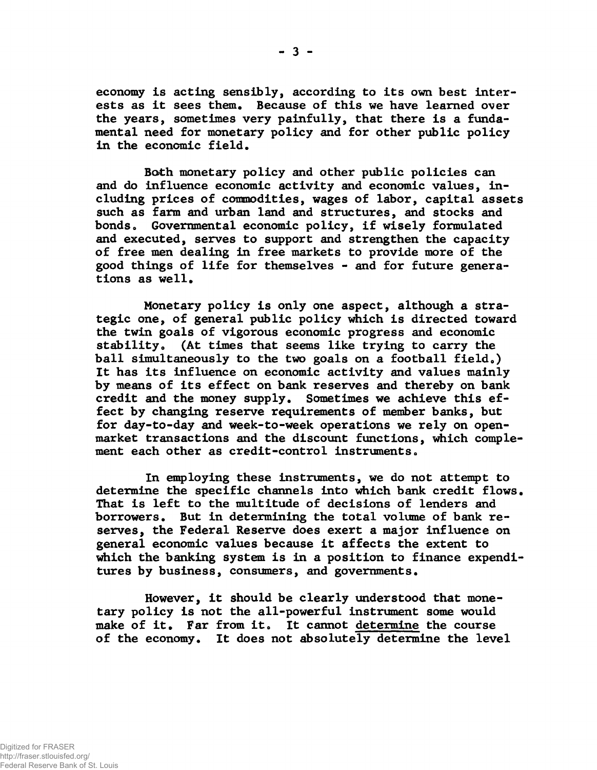economy is acting sensibly, according to its own best interests as it sees them. Because of this we have learned over the years, sometimes very painfully, that there is a fundamental need for monetary policy and for other public policy in the economic field.

Both monetary policy and other public policies can and do influence economic activity and economic values, including prices of commodities, wages of labor, capital assets such as farm and urban land and structures, and stocks and bonds. Governmental economic policy, if wisely formulated and executed, serves to support and strengthen the capacity of free men dealing in free markets to provide more of the good things of life for themselves - and for future generations as well.

Monetary policy is only one aspect, although a strategic one, of general public policy which is directed toward the twin goals of vigorous economic progress and economic stability. (At times that seems like trying to carry the ball simultaneously to the two goals on a football field.) It has its influence on economic activity and values mainly by means of its effect on bank reserves and thereby on bank credit and the money supply. Sometimes we achieve this effect by changing reserve requirements of member banks, but for day-to-day and week-to-week operations we rely on open-market transactions and the discount functions, which complement each other as credit-control instruments.

In employing these instruments, we do not attempt to determine the specific channels into which bank credit flows. That is left to the multitude of decisions of lenders and borrowers. But in determining the total volume of bank reserves, the Federal Reserve does exert a major influence on general economic values because it affects the extent to which the banking system is in a position to finance expenditures by business, consumers, and governments.

However, it should be clearly understood that monetary policy is not the all-powerful instrument some would make of it. Far from it. It cannot <u>determine</u> the course of the economy. It does not absolutely determine the level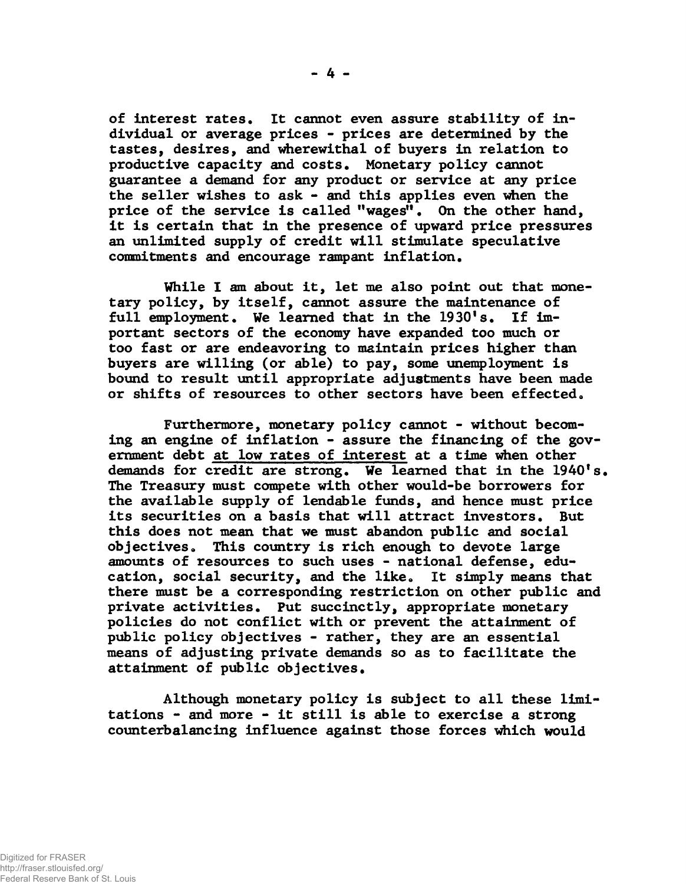of interest rates. It cannot even assure stability of individual or average prices - prices are determined by the tastes, desires, and wherewithal of buyers in relation to productive capacity and costs. Monetary policy cannot guarantee a demand for any product or service at any price the seller wishes to ask - and this applies even when the price of the service is called "wages". On the other hand, it is certain that in the presence of upward price pressures an unlimited supply of credit will stimulate speculative commitments and encourage rampant inflation.

While I am about it, let me also point out that monetary policy, by itself, cannot assure the maintenance of full employment. We learned that in the 1930's. If important sectors of the economy have expanded too much or too fast or are endeavoring to maintain prices higher than buyers are willing (or able) to pay, some unemployment is bound to result until appropriate adjustments have been made or shifts of resources to other sectors have been effected.

Furthermore, monetary policy cannot - without becoming an engine of inflation - assure the financing of the government debt <u>at low rates of interest</u> at a time when other demands for credit are strong. We learned that in the 1940's. The Treasury must compete with other would-be borrowers for the available supply of lendable funds, and hence must price its securities on a basis that will attract investors. But this does not mean that we must abandon public and social objectives. This country is rich enough to devote large amounts of resources to such uses - national defense, education, social security, and the like. It simply means that there must be a corresponding restriction on other public and private activities. Put succinctly, appropriate monetary policies do not conflict with or prevent the attainment of public policy objectives - rather, they are an essential means of adjusting private demands so as to facilitate the attainment of public objectives.

Although monetary policy is subject to all these limitations - and more - it still is able to exercise a strong counterbalancing influence against those forces which would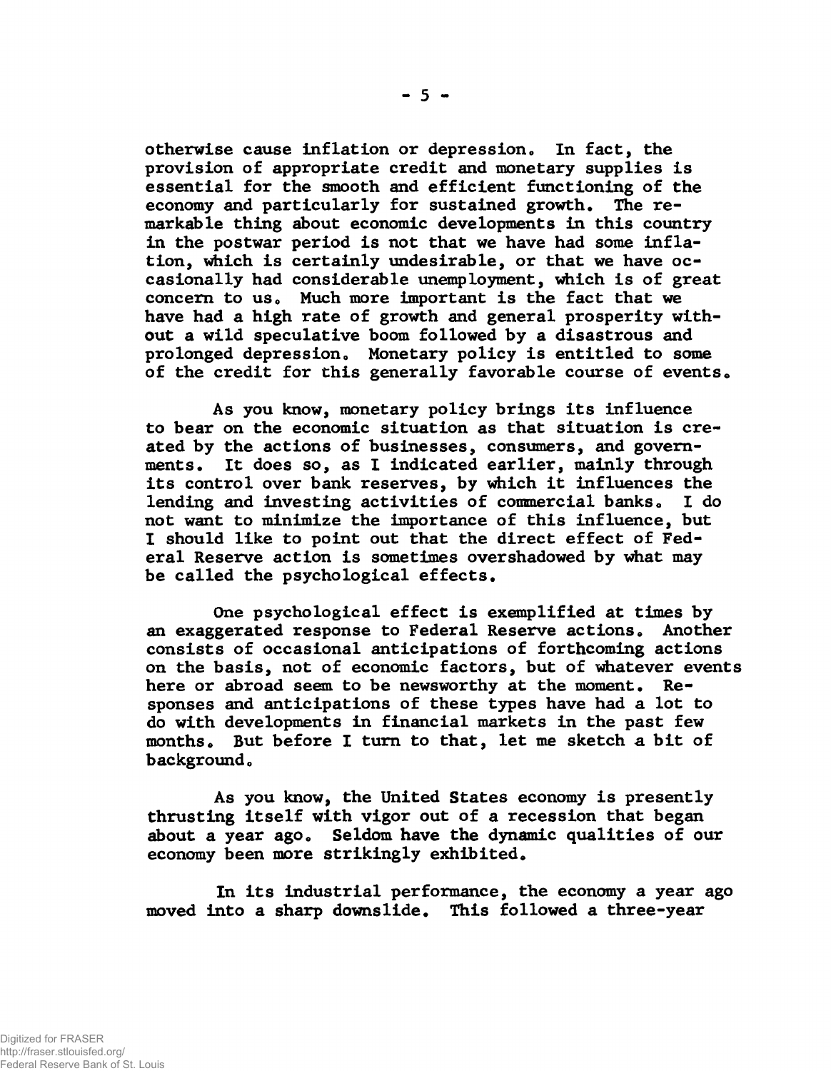otherwise cause inflation or depression. In fact, the provision of appropriate credit and monetary supplies is essential for the smooth and efficient functioning of the economy and particularly for sustained growth. The remarkable thing about economic developments in this country in the postwar period is not that we have had some inflation, which is certainly undesirable, or that we have occasionally had considerable unemployment, which is of great concern to us. Much more important is the fact that we have had a high rate of growth and general prosperity without a wild speculative boom followed by a disastrous and prolonged depression. Monetary policy is entitled to some of the credit for this generally favorable course of events.

As you know, monetary policy brings its influence to bear on the economic situation as that situation is created by the actions of businesses, consumers, and governments. It does so, as I indicated earlier, mainly through its control over bank reserves, by which it influences the lending and investing activities of commercial banks. I do not want to minimize the importance of this influence, but I should like to point out that the direct effect of Federal Reserve action is sometimes overshadowed by what may be called the psychological effects.

One psychological effect is exemplified at times by an exaggerated response to Federal Reserve actions. Another consists of occasional anticipations of forthcoming actions on the basis, not of economic factors, but of whatever events here or abroad seem to be newsworthy at the moment. Responses and anticipations of these types have had a lot to do with developments in financial markets in the past few months. But before I turn to that, let me sketch a bit of background.

As you know, the United States economy is presently thrusting itself with vigor out of a recession that began about a year ago. Seldom have the dynamic qualities of our economy been more strikingly exhibited.

In its industrial performance, the economy a year ago moved into a sharp downslide. This followed a three-year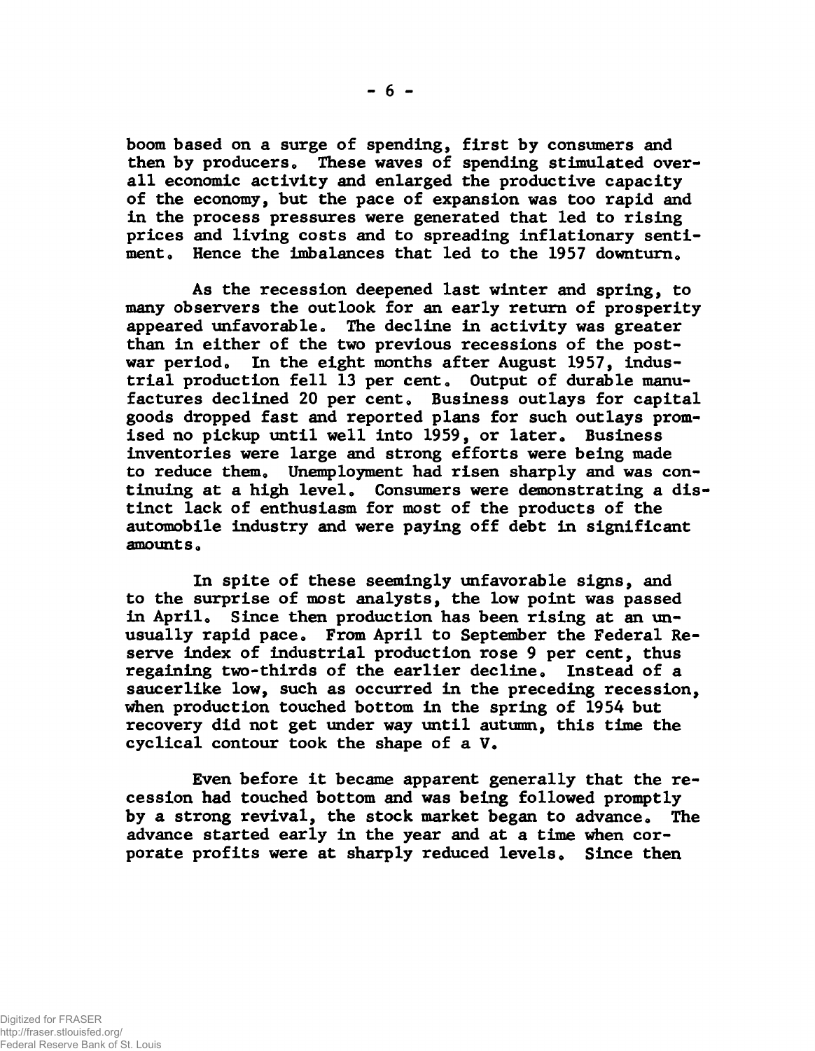boom based on a surge of spending, first by consumers and then by producers. These waves of spending stimulated overall economic activity and enlarged the productive capacity of the economy, but the pace of expansion was too rapid and in the process pressures were generated that led to rising prices and living costs and to spreading inflationary sentiment. Hence the imbalances that led to the 1957 downturn.

As the recession deepened last winter and spring, to many observers the outlook for an early return of prosperity appeared unfavorable. The decline in activity was greater than in either of the two previous recessions of the postwar period. In the eight months after August 1957, industrial production fell 13 per cent. Output of durable manufactures declined 20 per cent. Business outlays for capital goods dropped fast and reported plans for such outlays promised no pickup until well into 1959, or later. Business inventories were large and strong efforts were being made to reduce them. Unemployment had risen sharply and was continuing at a high level. Consumers were demonstrating a distinct lack of enthusiasm for most of the products of the automobile industry and were paying off debt in significant amounts.

In spite of these seemingly unfavorable signs, and to the surprise of most analysts, the low point was passed in April. Since then production has been rising at an unusually rapid pace. From April to September the Federal Reserve index of industrial production rose 9 per cent, thus regaining two-thirds of the earlier decline. Instead of a saucerlike low, such as occurred in the preceding recession, when production touched bottom in the spring of 1954 but recovery did not get under way until autumn, this time the cyclical contour took the shape of a V.

Even before it became apparent generally that the recession had touched bottom and was being followed promptly by a strong revival, the stock market began to advance. The advance started early in the year and at a time when corporate profits were at sharply reduced levels. Since then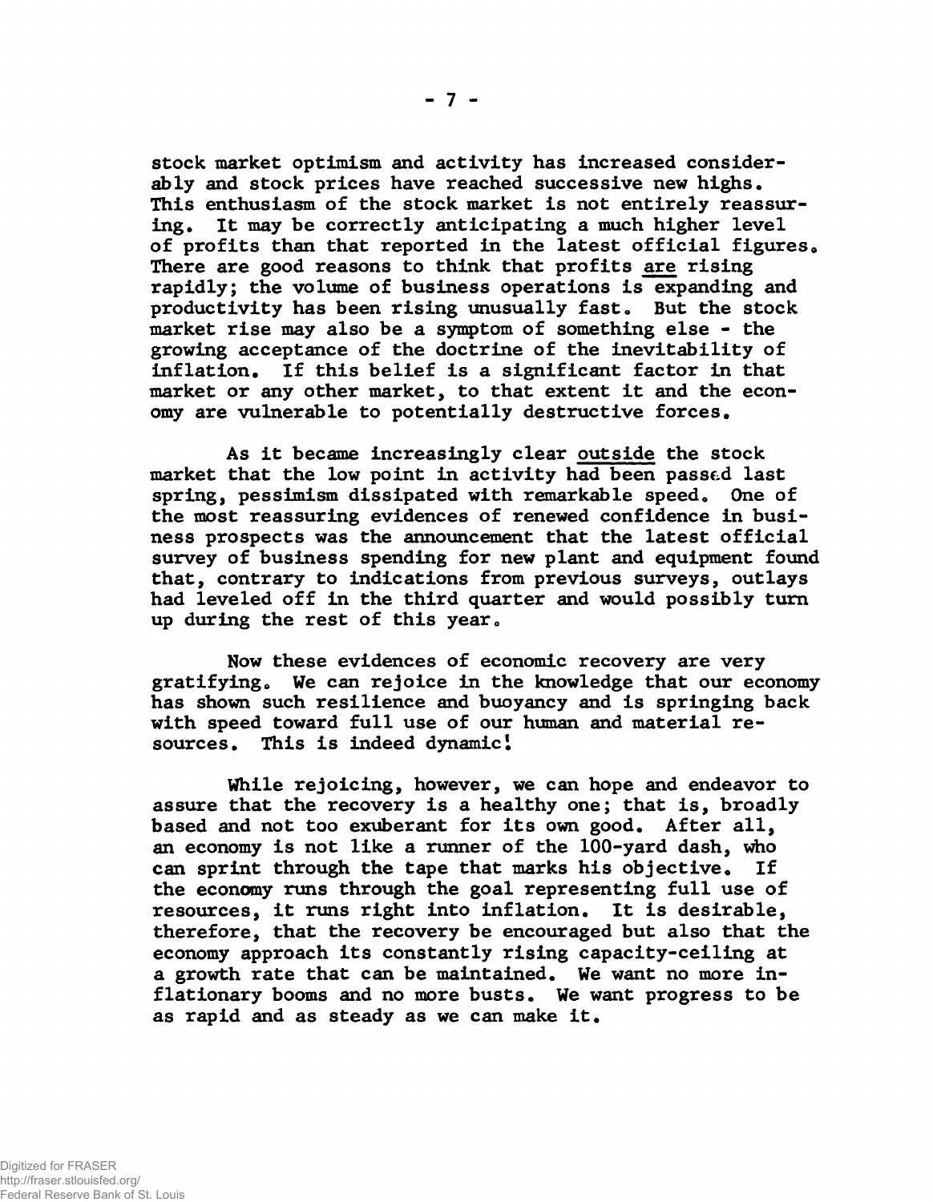stock market optimism and activity has increased considerably and stock prices have reached successive new highs. This enthusiasm of the stock market is not entirely reassuring. It may be correctly anticipating a much higher level of profits than that reported in the latest official figures. There are good reasons to think that profits _are_ rising rapidly; the volume of business operations is expanding and productivity has been rising unusually fast. But the stock market rise may also be a symptom of something else - the growing acceptance of the doctrine of the inevitability of inflation. If this belief is a significant factor in that market or any other market, to that extent it and the economy are vulnerable to potentially destructive forces.

As it became increasingly clear _outside_ the stock market that the low point in activity had been passed last spring, pessimism dissipated with remarkable speed. One of the most reassuring evidences of renewed confidence in business prospects was the announcement that the latest official survey of business spending for new plant and equipment found that, contrary to indications from previous surveys, outlays had leveled off in the third quarter and would possibly turn up during the rest of this year.

Now these evidences of economic recovery are very gratifying. We can rejoice in the knowledge that our economy has shown such resilience and buoyancy and is springing back with speed toward full use of our human and material resources. This is indeed dynamic!

While rejoicing, however, we can hope and endeavor to assure that the recovery is a healthy one; that is, broadly based and not too exuberant for its own good. After all, an economy is not like a runner of the 100-yard dash, who can sprint through the tape that marks his objective. If the economy runs through the goal representing full use of resources, it runs right into inflation. It is desirable, therefore, that the recovery be encouraged but also that the economy approach its constantly rising capacity-ceiling at a growth rate that can be maintained. We want no more inflationary booms and no more busts. We want progress to be as rapid and as steady as we can make it.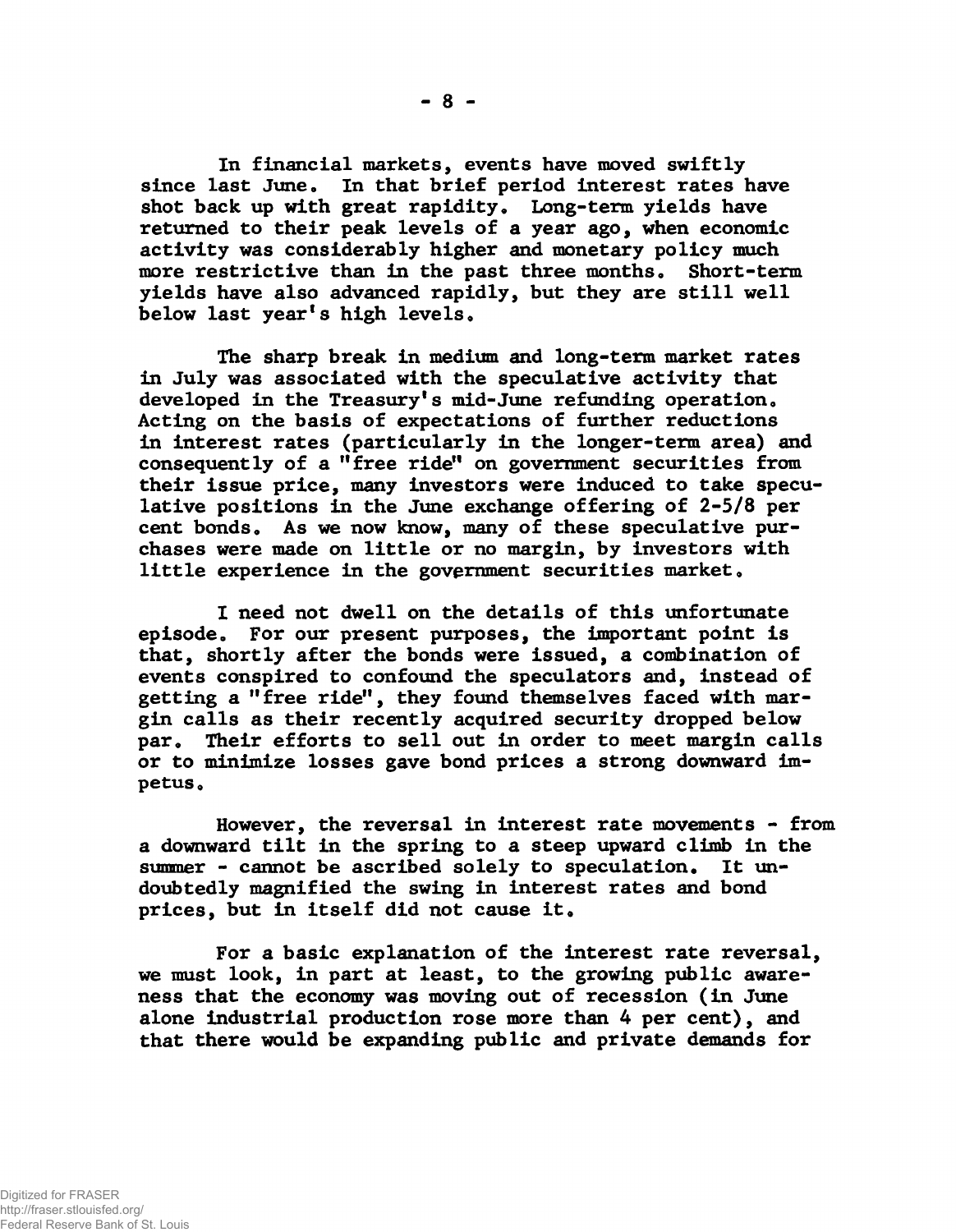In financial markets, events have moved swiftly since last June. In that brief period interest rates have shot back up with great rapidity. Long-term yields have returned to their peak levels of a year ago, when economic activity was considerably higher and monetary policy much more restrictive than in the past three months. Short-term yields have also advanced rapidly, but they are still well below last year's high levels.

The sharp break in medium and long-term market rates in July was associated with the speculative activity that developed in the Treasury's mid-June refunding operation. Acting on the basis of expectations of further reductions in interest rates (particularly in the longer-term area) and consequently of a "free ride" on government securities from their issue price, many investors were induced to take speculative positions in the June exchange offering of 2-5/8 per cent bonds. As we now know, many of these speculative purchases were made on little or no margin, by investors with little experience in the government securities market.

I need not dwell on the details of this unfortunate episode. For our present purposes, the important point is that, shortly after the bonds were issued, a combination of events conspired to confound the speculators and, instead of getting a "free ride", they found themselves faced with margin calls as their recently acquired security dropped below par. Their efforts to sell out in order to meet margin calls or to minimize losses gave bond prices a strong downward impetus.

However, the reversal in interest rate movements - from a downward tilt in the spring to a steep upward climb in the summer - cannot be ascribed solely to speculation. It undoubtedly magnified the swing in interest rates and bond prices, but in itself did not cause it.

For a basic explanation of the interest rate reversal, we must look, in part at least, to the growing public awareness that the economy was moving out of recession (in June alone industrial production rose more than 4 per cent), and that there would be expanding public and private demands for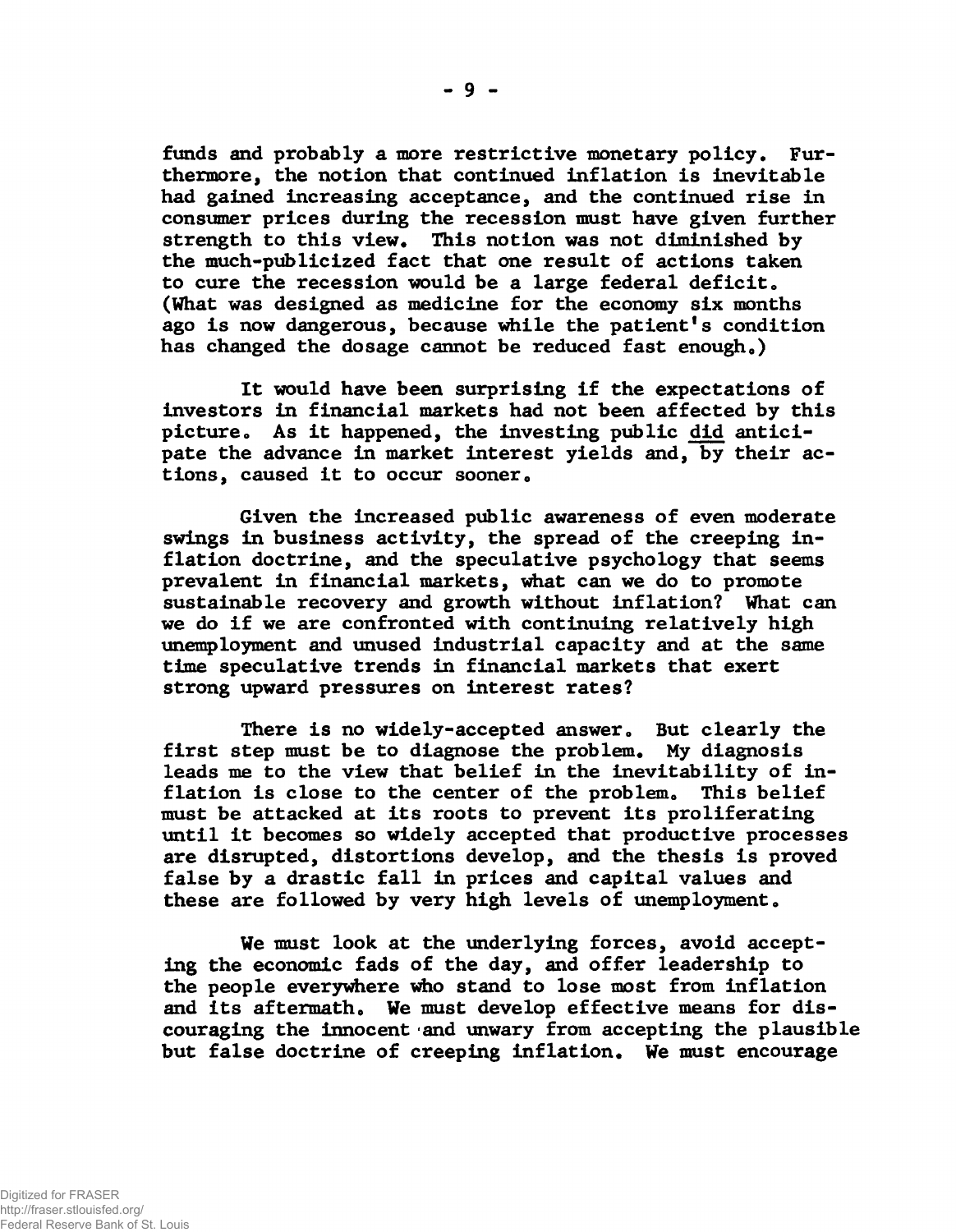funds and probably a more restrictive monetary policy. Furthermore, the notion that continued inflation is inevitable had gained increasing acceptance, and the continued rise in consumer prices during the recession must have given further strength to this view. This notion was not diminished by the much-publicized fact that one result of actions taken to cure the recession would be a large federal deficit. (What was designed as medicine for the economy six months ago is now dangerous, because while the patient's condition has changed the dosage cannot be reduced fast enough.)

It would have been surprising if the expectations of investors in financial markets had not been affected by this picture. As it happened, the investing public did anticipate the advance in market interest yields and, by their actions, caused it to occur sooner.

Given the increased public awareness of even moderate swings in business activity, the spread of the creeping inflation doctrine, and the speculative psychology that seems prevalent in financial markets, what can we do to promote sustainable recovery and growth without inflation? What can we do if we are confronted with continuing relatively high unemployment and unused industrial capacity and at the same time speculative trends in financial markets that exert strong upward pressures on interest rates?

There is no widely-accepted answer. But clearly the first step must be to diagnose the problem. My diagnosis leads me to the view that belief in the inevitability of inflation is close to the center of the problem. This belief must be attacked at its roots to prevent its proliferating until it becomes so widely accepted that productive processes are disrupted, distortions develop, and the thesis is proved false by a drastic fall in prices and capital values and these are followed by very high levels of unemployment.

We must look at the underlying forces, avoid accepting the economic fads of the day, and offer leadership to the people everywhere who stand to lose most from inflation and its aftermath. We must develop effective means for discouraging the innocent and unwary from accepting the plausible but false doctrine of creeping inflation. We must encourage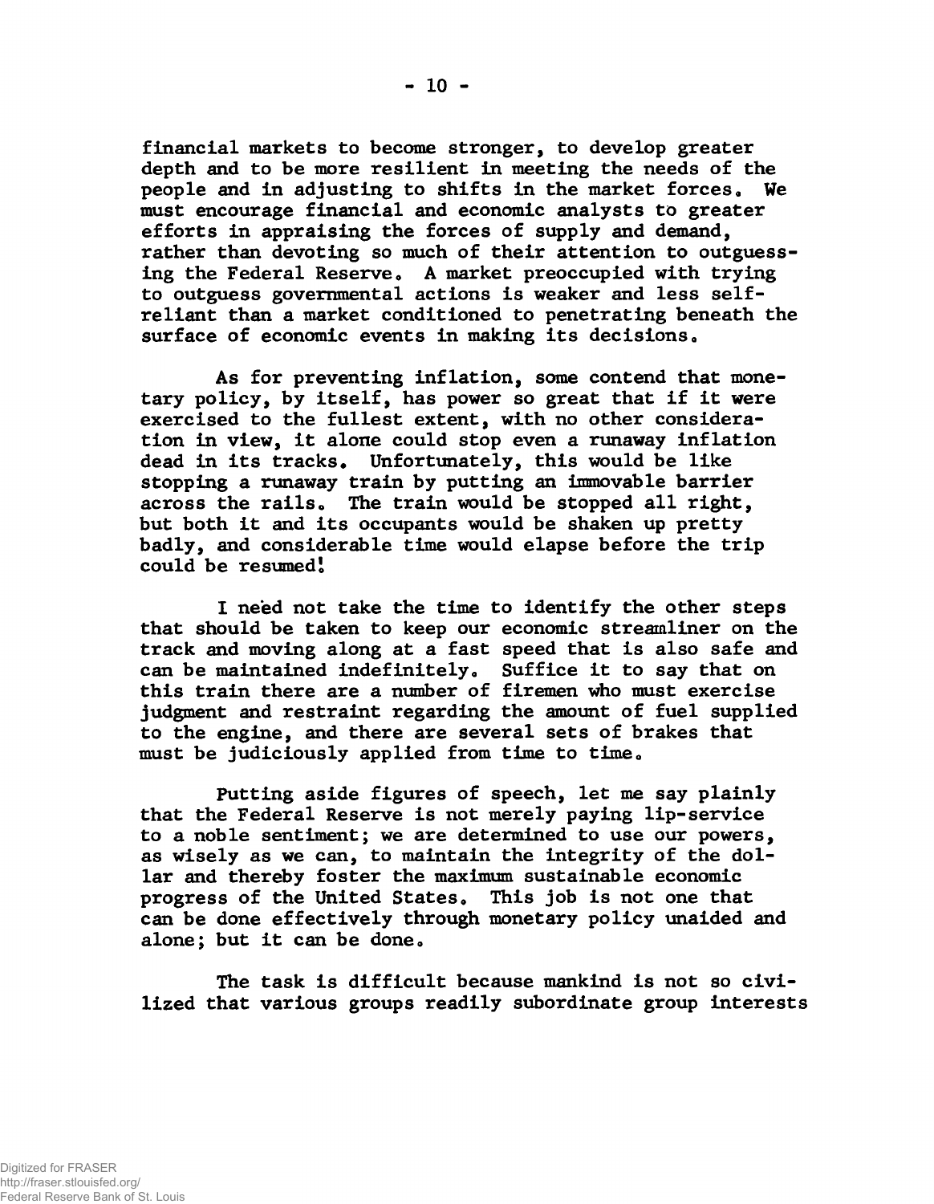financial markets to become stronger, to develop greater depth and to be more resilient in meeting the needs of the people and in adjusting to shifts in the market forces. We must encourage financial and economic analysts to greater efforts in appraising the forces of supply and demand, rather than devoting so much of their attention to outguessing the Federal Reserve. A market preoccupied with trying to outguess governmental actions is weaker and less self-reliant than a market conditioned to penetrating beneath the surface of economic events in making its decisions.

As for preventing inflation, some contend that monetary policy, by itself, has power so great that if it were exercised to the fullest extent, with no other consideration in view, it alone could stop even a runaway inflation dead in its tracks. Unfortunately, this would be like stopping a runaway train by putting an immovable barrier across the rails. The train would be stopped all right, but both it and its occupants would be shaken up pretty badly, and considerable time would elapse before the trip could be resumed!

I need not take the time to identify the other steps that should be taken to keep our economic streamliner on the track and moving along at a fast speed that is also safe and can be maintained indefinitely. Suffice it to say that on this train there are a number of firemen who must exercise judgment and restraint regarding the amount of fuel supplied to the engine, and there are several sets of brakes that must be judiciously applied from time to time.

Putting aside figures of speech, let me say plainly that the Federal Reserve is not merely paying lip-service to a noble sentiment; we are determined to use our powers, as wisely as we can, to maintain the integrity of the dollar and thereby foster the maximum sustainable economic progress of the United States. This job is not one that can be done effectively through monetary policy unaided and alone; but it can be done.

The task is difficult because mankind is not so civilized that various groups readily subordinate group interests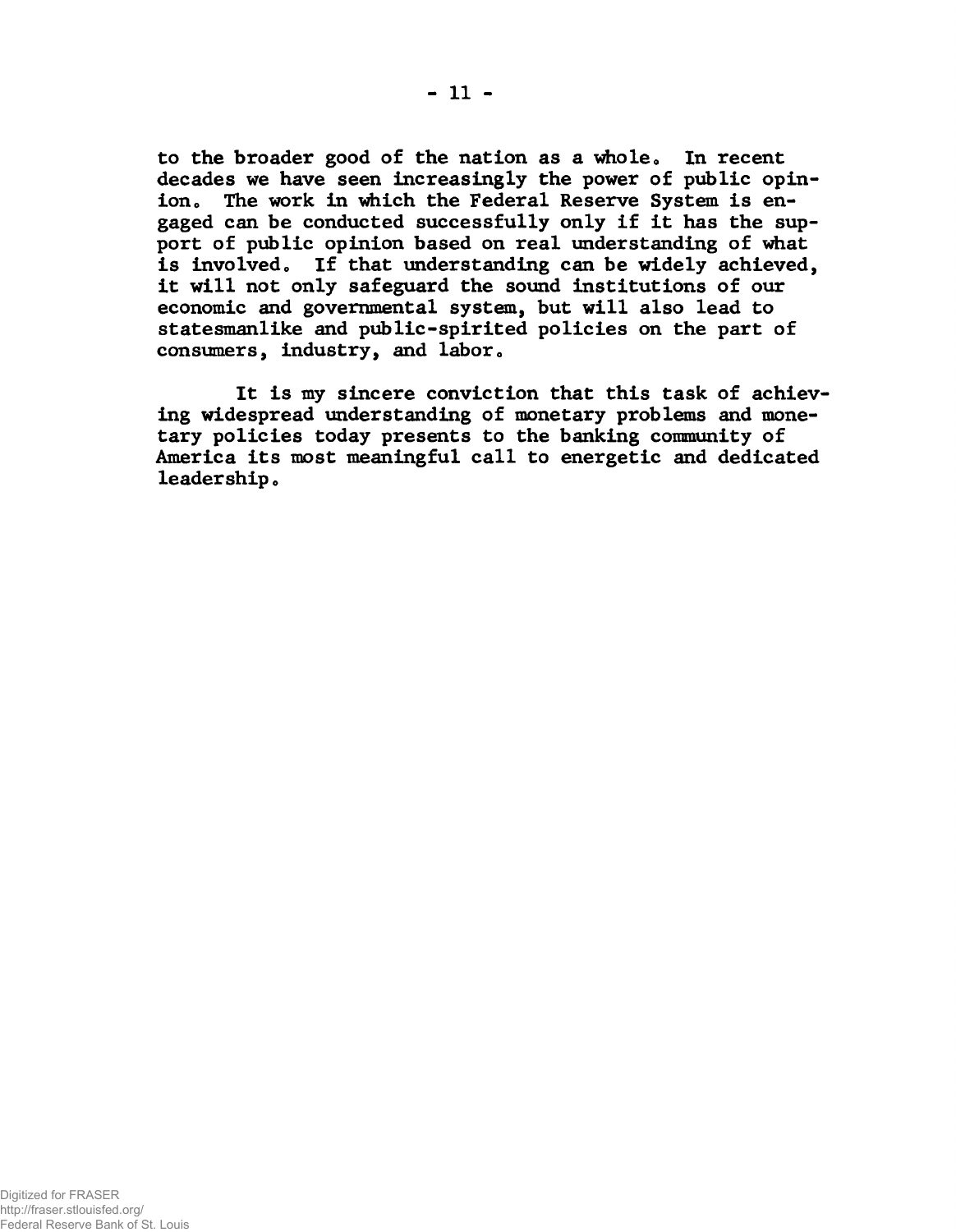to the broader good of the nation as a whole. In recent decades we have seen increasingly the power of public opinion. The work in which the Federal Reserve System is engaged can be conducted successfully only if it has the support of public opinion based on real understanding of what is involved. If that understanding can be widely achieved, it will not only safeguard the sound institutions of our economic and governmental system, but will also lead to statesmanlike and public-spirited policies on the part of consumers, industry, and labor.

It is my sincere conviction that this task of achieving widespread understanding of monetary problems and monetary policies today presents to the banking community of America its most meaningful call to energetic and dedicated leadership.